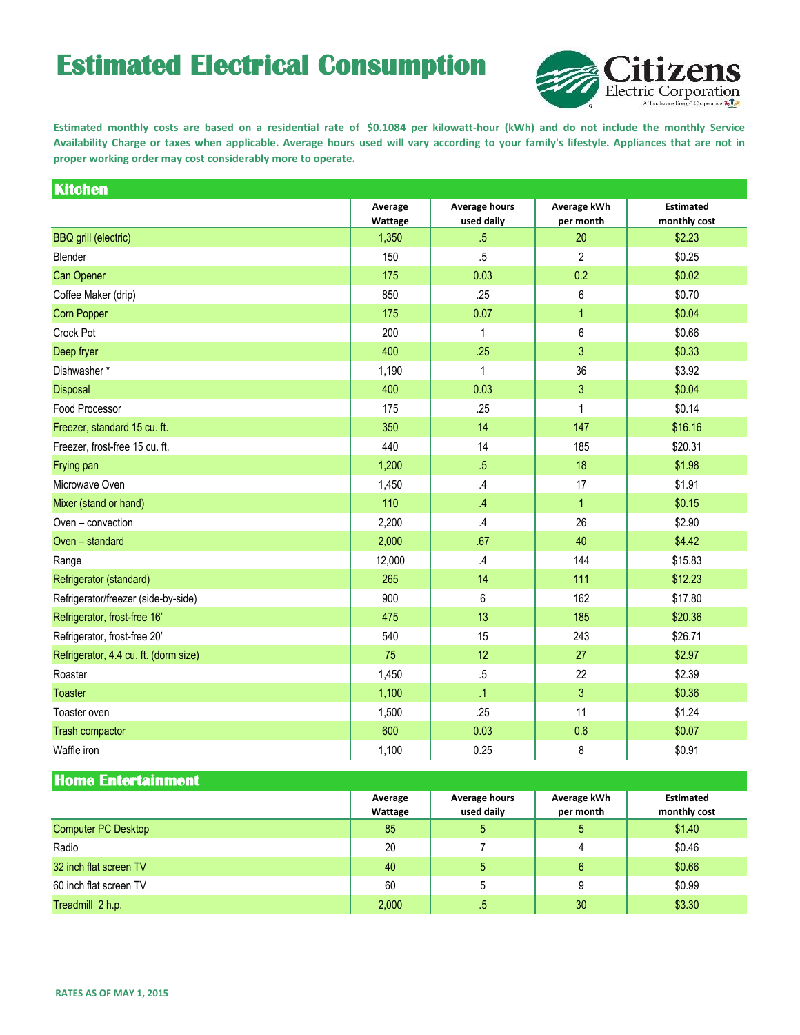# Estimated Electrical Consumption

Citizens Electric Corporation

**Estimated monthly costs are based on a residential rate of $0.1084 per kilowatt-hour (kWh) and do not include the monthly Service Availability Charge or taxes when applicable. Average hours used will vary according to your family's lifestyle. Appliances that are not in proper working order may cost considerably more to operate.**

## Kitchen

| | Average Wattage | Average hours used daily | Average kWh per month | Estimated monthly cost |
|---|---|---|---|---|
| BBQ grill (electric) | 1,350 | .5 | 20 | $2.23 |
| Blender | 150 | .5 | 2 | $0.25 |
| Can Opener | 175 | 0.03 | 0.2 | $0.02 |
| Coffee Maker (drip) | 850 | .25 | 6 | $0.70 |
| Corn Popper | 175 | 0.07 | 1 | $0.04 |
| Crock Pot | 200 | 1 | 6 | $0.66 |
| Deep fryer | 400 | .25 | 3 | $0.33 |
| Dishwasher * | 1,190 | 1 | 36 | $3.92 |
| Disposal | 400 | 0.03 | 3 | $0.04 |
| Food Processor | 175 | .25 | 1 | $0.14 |
| Freezer, standard 15 cu. ft. | 350 | 14 | 147 | $16.16 |
| Freezer, frost-free 15 cu. ft. | 440 | 14 | 185 | $20.31 |
| Frying pan | 1,200 | .5 | 18 | $1.98 |
| Microwave Oven | 1,450 | .4 | 17 | $1.91 |
| Mixer (stand or hand) | 110 | .4 | 1 | $0.15 |
| Oven – convection | 2,200 | .4 | 26 | $2.90 |
| Oven – standard | 2,000 | .67 | 40 | $4.42 |
| Range | 12,000 | .4 | 144 | $15.83 |
| Refrigerator (standard) | 265 | 14 | 111 | $12.23 |
| Refrigerator/freezer (side-by-side) | 900 | 6 | 162 | $17.80 |
| Refrigerator, frost-free 16' | 475 | 13 | 185 | $20.36 |
| Refrigerator, frost-free 20' | 540 | 15 | 243 | $26.71 |
| Refrigerator, 4.4 cu. ft. (dorm size) | 75 | 12 | 27 | $2.97 |
| Roaster | 1,450 | .5 | 22 | $2.39 |
| Toaster | 1,100 | .1 | 3 | $0.36 |
| Toaster oven | 1,500 | .25 | 11 | $1.24 |
| Trash compactor | 600 | 0.03 | 0.6 | $0.07 |
| Waffle iron | 1,100 | 0.25 | 8 | $0.91 |

## Home Entertainment

| | Average Wattage | Average hours used daily | Average kWh per month | Estimated monthly cost |
|---|---|---|---|---|
| Computer PC Desktop | 85 | 5 | 5 | $1.40 |
| Radio | 20 | 7 | 4 | $0.46 |
| 32 inch flat screen TV | 40 | 5 | 6 | $0.66 |
| 60 inch flat screen TV | 60 | 5 | 9 | $0.99 |
| Treadmill 2 h.p. | 2,000 | .5 | 30 | $3.30 |

**RATES AS OF MAY 1, 2015**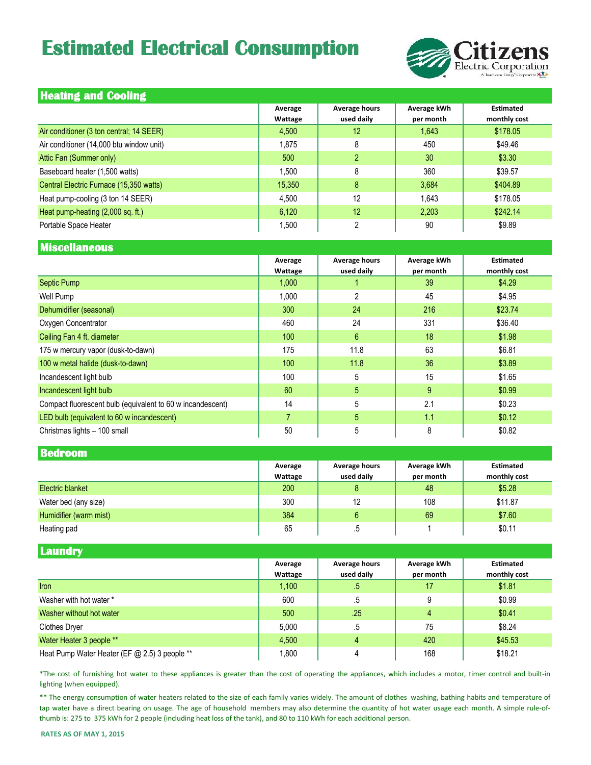# Estimated Electrical Consumption

## Heating and Cooling

| | Average Wattage | Average hours used daily | Average kWh per month | Estimated monthly cost |
|---|---|---|---|---|
| Air conditioner (3 ton central; 14 SEER) | 4,500 | 12 | 1,643 | $178.05 |
| Air conditioner (14,000 btu window unit) | 1,875 | 8 | 450 | $49.46 |
| Attic Fan (Summer only) | 500 | 2 | 30 | $3.30 |
| Baseboard heater (1,500 watts) | 1,500 | 8 | 360 | $39.57 |
| Central Electric Furnace (15,350 watts) | 15,350 | 8 | 3,684 | $404.89 |
| Heat pump-cooling (3 ton 14 SEER) | 4,500 | 12 | 1,643 | $178.05 |
| Heat pump-heating (2,000 sq. ft.) | 6,120 | 12 | 2,203 | $242.14 |
| Portable Space Heater | 1,500 | 2 | 90 | $9.89 |

## Miscellaneous

| | Average Wattage | Average hours used daily | Average kWh per month | Estimated monthly cost |
|---|---|---|---|---|
| Septic Pump | 1,000 | 1 | 39 | $4.29 |
| Well Pump | 1,000 | 2 | 45 | $4.95 |
| Dehumidifier (seasonal) | 300 | 24 | 216 | $23.74 |
| Oxygen Concentrator | 460 | 24 | 331 | $36.40 |
| Ceiling Fan 4 ft. diameter | 100 | 6 | 18 | $1.98 |
| 175 w mercury vapor (dusk-to-dawn) | 175 | 11.8 | 63 | $6.81 |
| 100 w metal halide (dusk-to-dawn) | 100 | 11.8 | 36 | $3.89 |
| Incandescent light bulb | 100 | 5 | 15 | $1.65 |
| Incandescent light bulb | 60 | 5 | 9 | $0.99 |
| Compact fluorescent bulb (equivalent to 60 w incandescent) | 14 | 5 | 2.1 | $0.23 |
| LED bulb (equivalent to 60 w incandescent) | 7 | 5 | 1.1 | $0.12 |
| Christmas lights – 100 small | 50 | 5 | 8 | $0.82 |

## Bedroom

| | Average Wattage | Average hours used daily | Average kWh per month | Estimated monthly cost |
|---|---|---|---|---|
| Electric blanket | 200 | 8 | 48 | $5.28 |
| Water bed (any size) | 300 | 12 | 108 | $11.87 |
| Humidifier (warm mist) | 384 | 6 | 69 | $7.60 |
| Heating pad | 65 | .5 | 1 | $0.11 |

## Laundry

| | Average Wattage | Average hours used daily | Average kWh per month | Estimated monthly cost |
|---|---|---|---|---|
| Iron | 1,100 | .5 | 17 | $1.81 |
| Washer with hot water * | 600 | .5 | 9 | $0.99 |
| Washer without hot water | 500 | .25 | 4 | $0.41 |
| Clothes Dryer | 5,000 | .5 | 75 | $8.24 |
| Water Heater 3 people ** | 4,500 | 4 | 420 | $45.53 |
| Heat Pump Water Heater (EF @ 2.5) 3 people ** | 1,800 | 4 | 168 | $18.21 |

*The cost of furnishing hot water to these appliances is greater than the cost of operating the appliances, which includes a motor, timer control and built-in lighting (when equipped).

** The energy consumption of water heaters related to the size of each family varies widely. The amount of clothes washing, bathing habits and temperature of tap water have a direct bearing on usage. The age of household members may also determine the quantity of hot water usage each month. A simple rule-of-thumb is: 275 to 375 kWh for 2 people (including heat loss of the tank), and 80 to 110 kWh for each additional person.

**RATES AS OF MAY 1, 2015**